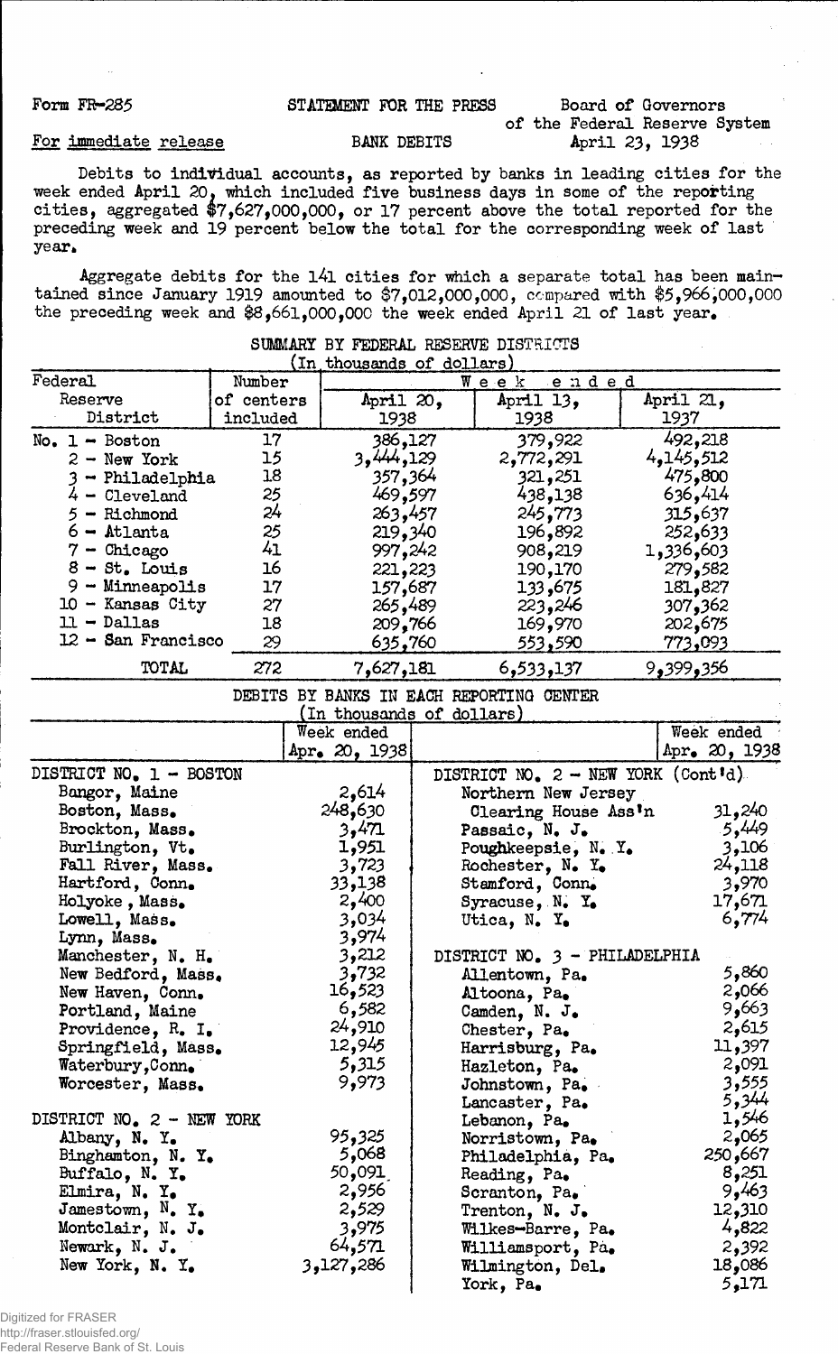Form FR-285

STATEMENT FOR THE PRESS

Board of Governors of the Federal Reserve System

For immediate release

BANK DEBITS

April 23, 1938

Debits to individual accounts, as reported by banks in leading cities for the week ended April 20, which included five business days in some of the reporting cities, aggregated $7,627,000,000, or 17 percent above the total reported for the preceding week and 19 percent below the total for the corresponding week of last year.

Aggregate debits for the 141 cities for which a separate total has been maintained since January 1919 amounted to $7,012,000,000, compared with $5,966,000,000 the preceding week and $8,661,000,000 the week ended April 21 of last year.

## SUMMARY BY FEDERAL RESERVE DISTRICTS

(In thousands of dollars)

| Federal Reserve District | Number of centers included | Week ended April 20, 1938 | Week ended April 13, 1938 | Week ended April 21, 1937 |
|---|---|---|---|---|
| No. 1 - Boston | 17 | 386,127 | 379,922 | 492,218 |
| 2 - New York | 15 | 3,444,129 | 2,772,291 | 4,145,512 |
| 3 - Philadelphia | 18 | 357,364 | 321,251 | 475,800 |
| 4 - Cleveland | 25 | 469,597 | 438,138 | 636,414 |
| 5 - Richmond | 24 | 263,457 | 245,773 | 315,637 |
| 6 - Atlanta | 25 | 219,340 | 196,892 | 252,633 |
| 7 - Chicago | 41 | 997,242 | 908,219 | 1,336,603 |
| 8 - St. Louis | 16 | 221,223 | 190,170 | 279,582 |
| 9 - Minneapolis | 17 | 157,687 | 133,675 | 181,827 |
| 10 - Kansas City | 27 | 265,489 | 223,246 | 307,362 |
| 11 - Dallas | 18 | 209,766 | 169,970 | 202,675 |
| 12 - San Francisco | 29 | 635,760 | 553,590 | 773,093 |
| TOTAL | 272 | 7,627,181 | 6,533,137 | 9,399,356 |

## DEBITS BY BANKS IN EACH REPORTING CENTER

(In thousands of dollars)

| | Week ended Apr. 20, 1938 |
|---|---|
| **DISTRICT NO. 1 - BOSTON** | |
| Bangor, Maine | 2,614 |
| Boston, Mass. | 248,630 |
| Brockton, Mass. | 3,471 |
| Burlington, Vt. | 1,951 |
| Fall River, Mass. | 3,723 |
| Hartford, Conn. | 33,138 |
| Holyoke, Mass. | 2,400 |
| Lowell, Mass. | 3,034 |
| Lynn, Mass. | 3,974 |
| Manchester, N. H. | 3,212 |
| New Bedford, Mass. | 3,732 |
| New Haven, Conn. | 16,523 |
| Portland, Maine | 6,582 |
| Providence, R. I. | 24,910 |
| Springfield, Mass. | 12,945 |
| Waterbury, Conn. | 5,315 |
| Worcester, Mass. | 9,973 |
| **DISTRICT NO. 2 - NEW YORK** | |
| Albany, N. Y. | 95,325 |
| Binghamton, N. Y. | 5,068 |
| Buffalo, N. Y. | 50,091 |
| Elmira, N. Y. | 2,956 |
| Jamestown, N. Y. | 2,529 |
| Montclair, N. J. | 3,975 |
| Newark, N. J. | 64,571 |
| New York, N. Y. | 3,127,286 |
| **DISTRICT NO. 2 - NEW YORK (Cont'd)** | |
| Northern New Jersey Clearing House Ass'n | 31,240 |
| Passaic, N. J. | 5,449 |
| Poughkeepsie, N. Y. | 3,106 |
| Rochester, N. Y. | 24,118 |
| Stamford, Conn. | 3,970 |
| Syracuse, N. Y. | 17,671 |
| Utica, N. Y. | 6,774 |
| **DISTRICT NO. 3 - PHILADELPHIA** | |
| Allentown, Pa. | 5,860 |
| Altoona, Pa. | 2,066 |
| Camden, N. J. | 9,663 |
| Chester, Pa. | 2,615 |
| Harrisburg, Pa. | 11,397 |
| Hazleton, Pa. | 2,091 |
| Johnstown, Pa. | 3,555 |
| Lancaster, Pa. | 5,344 |
| Lebanon, Pa. | 1,546 |
| Norristown, Pa. | 2,065 |
| Philadelphia, Pa. | 250,667 |
| Reading, Pa. | 8,251 |
| Scranton, Pa. | 9,463 |
| Trenton, N. J. | 12,310 |
| Wilkes-Barre, Pa. | 4,822 |
| Williamsport, Pa. | 2,392 |
| Wilmington, Del. | 18,086 |
| York, Pa. | 5,171 |

Digitized for FRASER
http://fraser.stlouisfed.org/
Federal Reserve Bank of St. Louis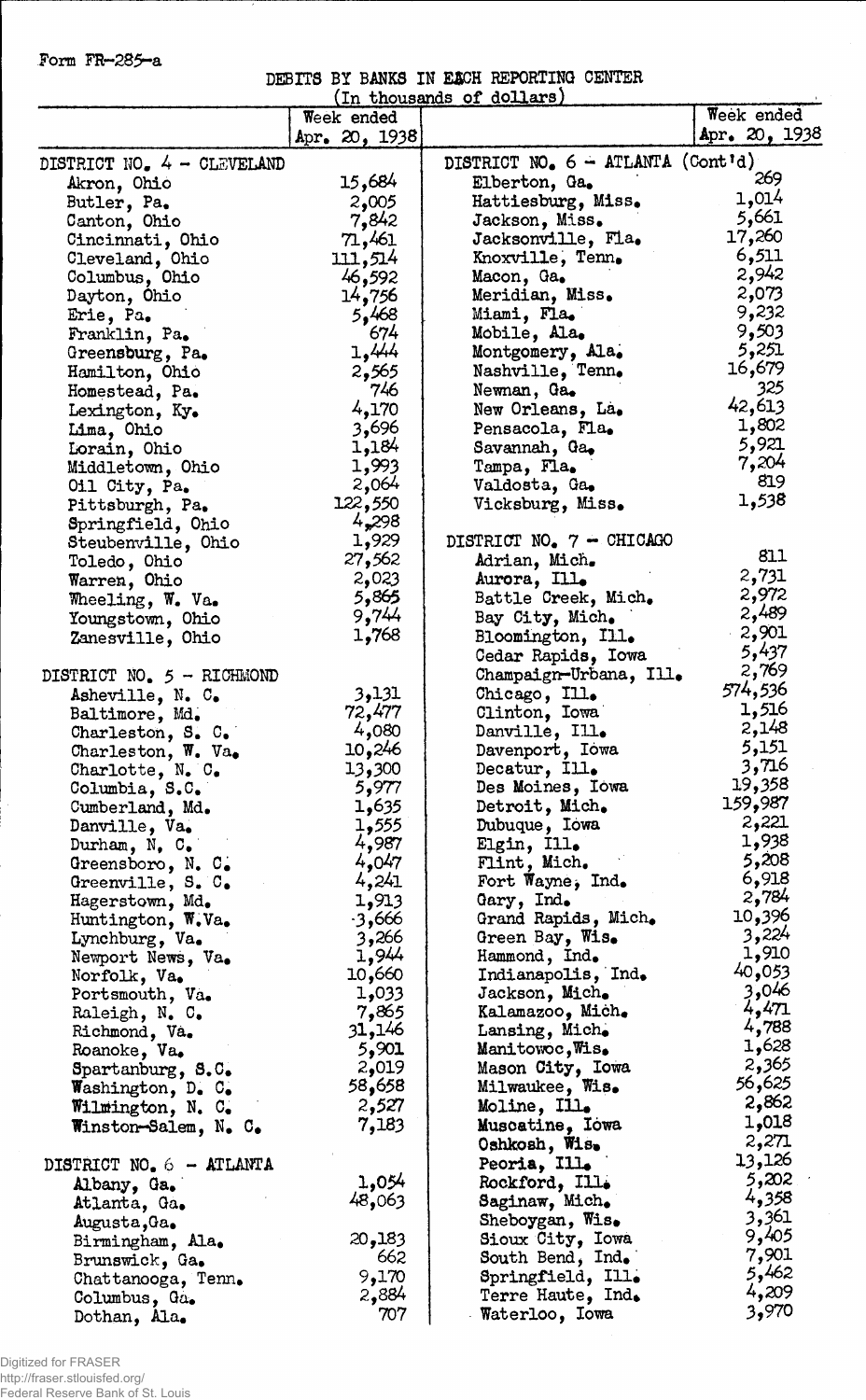Form FR-285-a

DEBITS BY BANKS IN EACH REPORTING CENTER

(In thousands of dollars)

| | Week ended Apr. 20, 1938 | | Week ended Apr. 20, 1938 |
|---|---|---|---|
| DISTRICT NO. 4 - CLEVELAND | | DISTRICT NO. 6 - ATLANTA (Cont'd) | |
| Akron, Ohio | 15,684 | Elberton, Ga. | 269 |
| Butler, Pa. | 2,005 | Hattiesburg, Miss. | 1,014 |
| Canton, Ohio | 7,842 | Jackson, Miss. | 5,661 |
| Cincinnati, Ohio | 71,461 | Jacksonville, Fla. | 17,260 |
| Cleveland, Ohio | 111,514 | Knoxville, Tenn. | 6,511 |
| Columbus, Ohio | 46,592 | Macon, Ga. | 2,942 |
| Dayton, Ohio | 14,756 | Meridian, Miss. | 2,073 |
| Erie, Pa. | 5,468 | Miami, Fla. | 9,232 |
| Franklin, Pa. | 674 | Mobile, Ala. | 9,503 |
| Greensburg, Pa. | 1,444 | Montgomery, Ala. | 5,251 |
| Hamilton, Ohio | 2,565 | Nashville, Tenn. | 16,679 |
| Homestead, Pa. | 746 | Newnan, Ga. | 325 |
| Lexington, Ky. | 4,170 | New Orleans, La. | 42,613 |
| Lima, Ohio | 3,696 | Pensacola, Fla. | 1,802 |
| Lorain, Ohio | 1,184 | Savannah, Ga. | 5,921 |
| Middletown, Ohio | 1,993 | Tampa, Fla. | 7,204 |
| Oil City, Pa. | 2,064 | Valdosta, Ga. | 819 |
| Pittsburgh, Pa. | 122,550 | Vicksburg, Miss. | 1,538 |
| Springfield, Ohio | 4,298 | | |
| Steubenville, Ohio | 1,929 | DISTRICT NO. 7 - CHICAGO | |
| Toledo, Ohio | 27,562 | Adrian, Mich. | 811 |
| Warren, Ohio | 2,023 | Aurora, Ill. | 2,731 |
| Wheeling, W. Va. | 5,865 | Battle Creek, Mich. | 2,972 |
| Youngstown, Ohio | 9,744 | Bay City, Mich. | 2,489 |
| Zanesville, Ohio | 1,768 | Bloomington, Ill. | 2,901 |
| | | Cedar Rapids, Iowa | 5,437 |
| DISTRICT NO. 5 - RICHMOND | | Champaign-Urbana, Ill. | 2,769 |
| Asheville, N. C. | 3,131 | Chicago, Ill. | 574,536 |
| Baltimore, Md. | 72,477 | Clinton, Iowa | 1,516 |
| Charleston, S. C. | 4,080 | Danville, Ill. | 2,148 |
| Charleston, W. Va. | 10,246 | Davenport, Iowa | 5,151 |
| Charlotte, N. C. | 13,300 | Decatur, Ill. | 3,716 |
| Columbia, S.C. | 5,977 | Des Moines, Iowa | 19,358 |
| Cumberland, Md. | 1,635 | Detroit, Mich. | 159,987 |
| Danville, Va. | 1,555 | Dubuque, Iowa | 2,221 |
| Durham, N. C. | 4,987 | Elgin, Ill. | 1,938 |
| Greensboro, N. C. | 4,047 | Flint, Mich. | 5,208 |
| Greenville, S. C. | 4,241 | Fort Wayne, Ind. | 6,918 |
| Hagerstown, Md. | 1,913 | Gary, Ind. | 2,784 |
| Huntington, W.Va. | 3,666 | Grand Rapids, Mich. | 10,396 |
| Lynchburg, Va. | 3,266 | Green Bay, Wis. | 3,224 |
| Newport News, Va. | 1,944 | Hammond, Ind. | 1,910 |
| Norfolk, Va. | 10,660 | Indianapolis, Ind. | 40,053 |
| Portsmouth, Va. | 1,033 | Jackson, Mich. | 3,046 |
| Raleigh, N. C. | 7,865 | Kalamazoo, Mich. | 4,471 |
| Richmond, Va. | 31,146 | Lansing, Mich. | 4,788 |
| Roanoke, Va. | 5,901 | Manitowoc, Wis. | 1,628 |
| Spartanburg, S.C. | 2,019 | Mason City, Iowa | 2,365 |
| Washington, D. C. | 58,658 | Milwaukee, Wis. | 56,625 |
| Wilmington, N. C. | 2,527 | Moline, Ill. | 2,862 |
| Winston-Salem, N. C. | 7,183 | Muscatine, Iowa | 1,018 |
| | | Oshkosh, Wis. | 2,271 |
| DISTRICT NO. 6 - ATLANTA | | Peoria, Ill. | 13,126 |
| Albany, Ga. | 1,054 | Rockford, Ill. | 5,202 |
| Atlanta, Ga. | 48,063 | Saginaw, Mich. | 4,358 |
| Augusta, Ga. | | Sheboygan, Wis. | 3,361 |
| Birmingham, Ala. | 20,183 | Sioux City, Iowa | 9,405 |
| Brunswick, Ga. | 662 | South Bend, Ind. | 7,901 |
| Chattanooga, Tenn. | 9,170 | Springfield, Ill. | 5,462 |
| Columbus, Ga. | 2,884 | Terre Haute, Ind. | 4,209 |
| Dothan, Ala. | 707 | Waterloo, Iowa | 3,970 |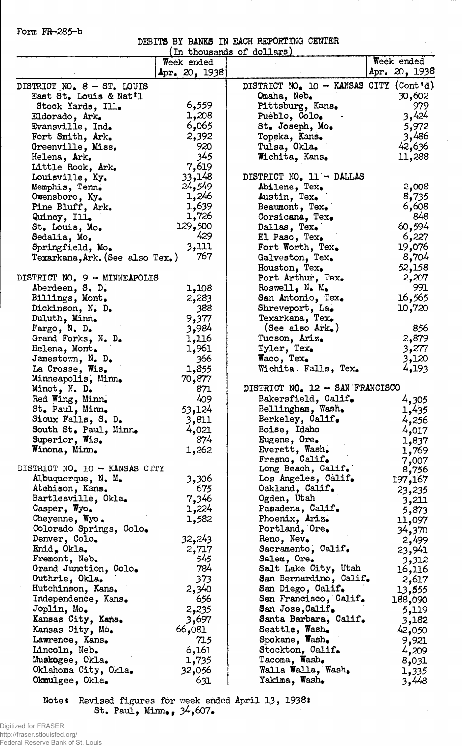Form FR-285-b

DEBITS BY BANKS IN EACH REPORTING CENTER

(In thousands of dollars)

| | Week ended Apr. 20, 1938 |
|---|---|
| **DISTRICT NO. 8 - ST. LOUIS** | |
| East St. Louis & Nat'l Stock Yards, Ill. | 6,559 |
| Eldorado, Ark. | 1,208 |
| Evansville, Ind. | 6,065 |
| Fort Smith, Ark. | 2,392 |
| Greenville, Miss. | 920 |
| Helena, Ark. | 345 |
| Little Rock, Ark. | 7,619 |
| Louisville, Ky. | 33,148 |
| Memphis, Tenn. | 24,549 |
| Owensboro, Ky. | 1,246 |
| Pine Bluff, Ark. | 1,639 |
| Quincy, Ill. | 1,726 |
| St. Louis, Mo. | 129,500 |
| Sedalia, Mo. | 429 |
| Springfield, Mo. | 3,111 |
| Texarkana, Ark. (See also Tex.) | 767 |
| **DISTRICT NO. 9 - MINNEAPOLIS** | |
| Aberdeen, S. D. | 1,108 |
| Billings, Mont. | 2,283 |
| Dickinson, N. D. | 388 |
| Duluth, Minn. | 9,377 |
| Fargo, N. D. | 3,984 |
| Grand Forks, N. D. | 1,116 |
| Helena, Mont. | 1,961 |
| Jamestown, N. D. | 366 |
| La Crosse, Wis. | 1,855 |
| Minneapolis, Minn. | 70,877 |
| Minot, N. D. | 871 |
| Red Wing, Minn. | 409 |
| St. Paul, Minn. | 53,124 |
| Sioux Falls, S. D. | 3,811 |
| South St. Paul, Minn. | 4,021 |
| Superior, Wis. | 874 |
| Winona, Minn. | 1,262 |
| **DISTRICT NO. 10 - KANSAS CITY** | |
| Albuquerque, N. M. | 3,306 |
| Atchison, Kans. | 675 |
| Bartlesville, Okla. | 7,346 |
| Casper, Wyo. | 1,224 |
| Cheyenne, Wyo. | 1,582 |
| Colorado Springs, Colo. | |
| Denver, Colo. | 32,243 |
| Enid, Okla. | 2,717 |
| Fremont, Neb. | 545 |
| Grand Junction, Colo. | 784 |
| Guthrie, Okla. | 373 |
| Hutchinson, Kans. | 2,340 |
| Independence, Kans. | 656 |
| Joplin, Mo. | 2,235 |
| Kansas City, Kans. | 3,697 |
| Kansas City, Mo. | 66,081 |
| Lawrence, Kans. | 715 |
| Lincoln, Neb. | 6,161 |
| Muskogee, Okla. | 1,735 |
| Oklahoma City, Okla. | 32,056 |
| Okmulgee, Okla. | 631 |
| **DISTRICT NO. 10 - KANSAS CITY (Cont'd)** | |
| Omaha, Neb. | 30,602 |
| Pittsburg, Kans. | 979 |
| Pueblo, Colo. | 3,424 |
| St. Joseph, Mo. | 5,972 |
| Topeka, Kans. | 3,486 |
| Tulsa, Okla. | 42,636 |
| Wichita, Kans. | 11,288 |
| **DISTRICT NO. 11 - DALLAS** | |
| Abilene, Tex. | 2,008 |
| Austin, Tex. | 8,735 |
| Beaumont, Tex. | 6,608 |
| Corsicana, Tex. | 848 |
| Dallas, Tex. | 60,594 |
| El Paso, Tex. | 6,227 |
| Fort Worth, Tex. | 19,076 |
| Galveston, Tex. | 8,704 |
| Houston, Tex. | 52,158 |
| Port Arthur, Tex. | 2,207 |
| Roswell, N. M. | 991 |
| San Antonio, Tex. | 16,565 |
| Shreveport, La. | 10,720 |
| Texarkana, Tex. (See also Ark.) | 856 |
| Tucson, Ariz. | 2,879 |
| Tyler, Tex. | 3,277 |
| Waco, Tex. | 3,120 |
| Wichita Falls, Tex. | 4,193 |
| **DISTRICT NO. 12 - SAN FRANCISCO** | |
| Bakersfield, Calif. | 4,305 |
| Bellingham, Wash. | 1,435 |
| Berkeley, Calif. | 4,256 |
| Boise, Idaho | 4,017 |
| Eugene, Ore. | 1,837 |
| Everett, Wash. | 1,769 |
| Fresno, Calif. | 7,007 |
| Long Beach, Calif. | 8,756 |
| Los Angeles, Calif. | 197,167 |
| Oakland, Calif. | 23,235 |
| Ogden, Utah | 3,211 |
| Pasadena, Calif. | 5,873 |
| Phoenix, Ariz. | 11,097 |
| Portland, Ore. | 34,370 |
| Reno, Nev. | 2,499 |
| Sacramento, Calif. | 23,941 |
| Salem, Ore. | 3,312 |
| Salt Lake City, Utah | 16,116 |
| San Bernardino, Calif. | 2,617 |
| San Diego, Calif. | 13,555 |
| San Francisco, Calif. | 188,090 |
| San Jose, Calif. | 5,119 |
| Santa Barbara, Calif. | 3,182 |
| Seattle, Wash. | 42,050 |
| Spokane, Wash. | 9,921 |
| Stockton, Calif. | 4,209 |
| Tacoma, Wash. | 8,031 |
| Walla Walla, Wash. | 1,335 |
| Yakima, Wash. | 3,448 |

Note: Revised figures for week ended April 13, 1938:
St. Paul, Minn., 34,607.